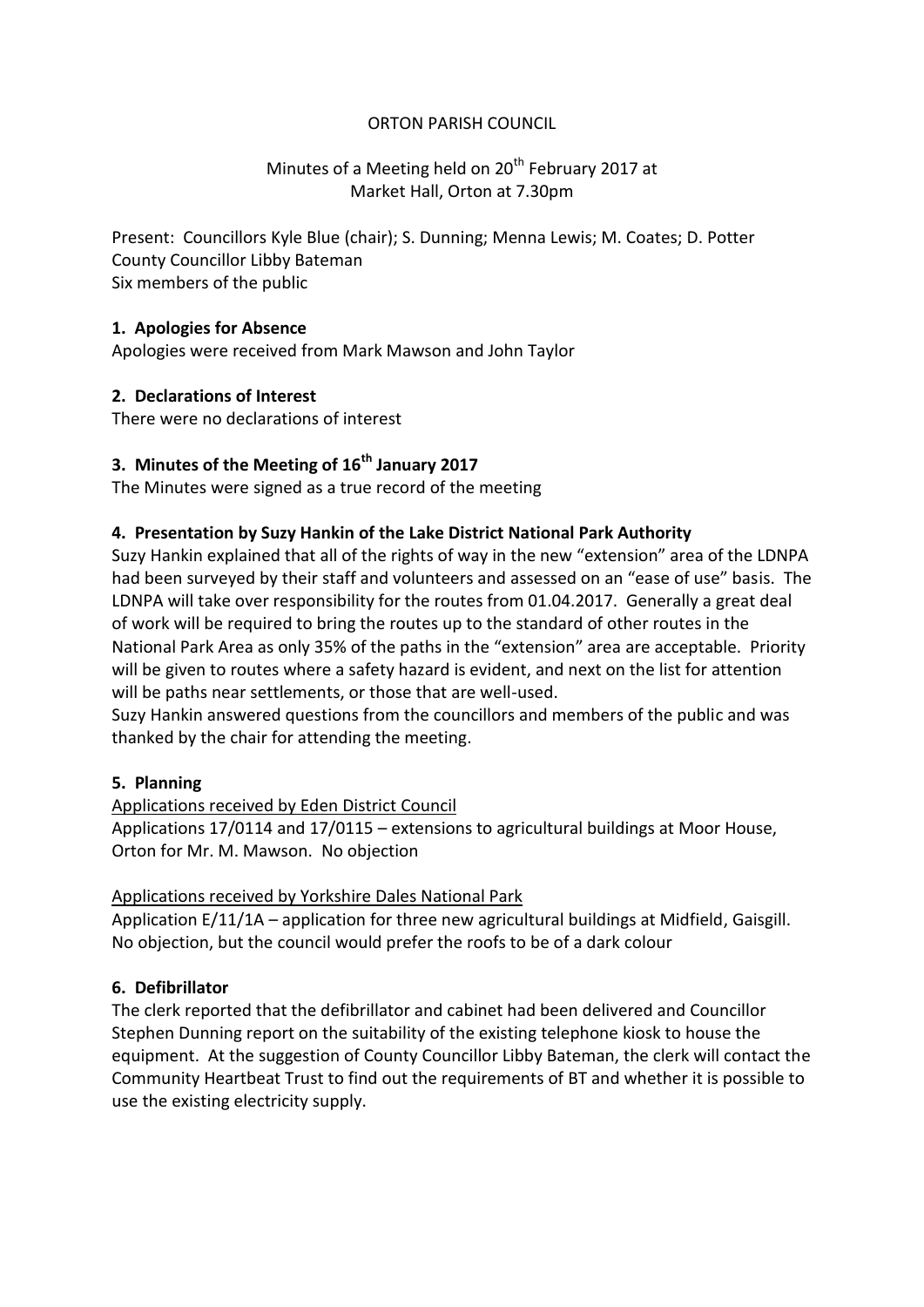ORTON PARISH COUNCIL

Minutes of a Meeting held on 20th February 2017 at Market Hall, Orton at 7.30pm

Present: Councillors Kyle Blue (chair); S. Dunning; Menna Lewis; M. Coates; D. Potter
County Councillor Libby Bateman
Six members of the public

### 1. Apologies for Absence

Apologies were received from Mark Mawson and John Taylor

### 2. Declarations of Interest

There were no declarations of interest

### 3. Minutes of the Meeting of 16th January 2017

The Minutes were signed as a true record of the meeting

### 4. Presentation by Suzy Hankin of the Lake District National Park Authority

Suzy Hankin explained that all of the rights of way in the new "extension" area of the LDNPA had been surveyed by their staff and volunteers and assessed on an "ease of use" basis. The LDNPA will take over responsibility for the routes from 01.04.2017. Generally a great deal of work will be required to bring the routes up to the standard of other routes in the National Park Area as only 35% of the paths in the "extension" area are acceptable. Priority will be given to routes where a safety hazard is evident, and next on the list for attention will be paths near settlements, or those that are well-used.

Suzy Hankin answered questions from the councillors and members of the public and was thanked by the chair for attending the meeting.

### 5. Planning

Applications received by Eden District Council

Applications 17/0114 and 17/0115 – extensions to agricultural buildings at Moor House, Orton for Mr. M. Mawson. No objection

Applications received by Yorkshire Dales National Park

Application E/11/1A – application for three new agricultural buildings at Midfield, Gaisgill. No objection, but the council would prefer the roofs to be of a dark colour

### 6. Defibrillator

The clerk reported that the defibrillator and cabinet had been delivered and Councillor Stephen Dunning report on the suitability of the existing telephone kiosk to house the equipment. At the suggestion of County Councillor Libby Bateman, the clerk will contact the Community Heartbeat Trust to find out the requirements of BT and whether it is possible to use the existing electricity supply.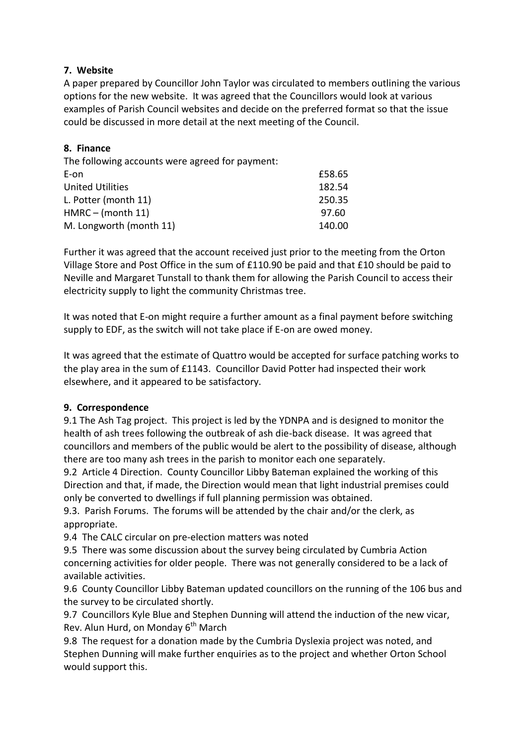**7. Website**

A paper prepared by Councillor John Taylor was circulated to members outlining the various options for the new website. It was agreed that the Councillors would look at various examples of Parish Council websites and decide on the preferred format so that the issue could be discussed in more detail at the next meeting of the Council.

**8. Finance**

The following accounts were agreed for payment:

| | |
|---|---|
| E-on | £58.65 |
| United Utilities | 182.54 |
| L. Potter (month 11) | 250.35 |
| HMRC – (month 11) | 97.60 |
| M. Longworth (month 11) | 140.00 |

Further it was agreed that the account received just prior to the meeting from the Orton Village Store and Post Office in the sum of £110.90 be paid and that £10 should be paid to Neville and Margaret Tunstall to thank them for allowing the Parish Council to access their electricity supply to light the community Christmas tree.

It was noted that E-on might require a further amount as a final payment before switching supply to EDF, as the switch will not take place if E-on are owed money.

It was agreed that the estimate of Quattro would be accepted for surface patching works to the play area in the sum of £1143. Councillor David Potter had inspected their work elsewhere, and it appeared to be satisfactory.

**9. Correspondence**

9.1 The Ash Tag project. This project is led by the YDNPA and is designed to monitor the health of ash trees following the outbreak of ash die-back disease. It was agreed that councillors and members of the public would be alert to the possibility of disease, although there are too many ash trees in the parish to monitor each one separately.

9.2 Article 4 Direction. County Councillor Libby Bateman explained the working of this Direction and that, if made, the Direction would mean that light industrial premises could only be converted to dwellings if full planning permission was obtained.

9.3. Parish Forums. The forums will be attended by the chair and/or the clerk, as appropriate.

9.4 The CALC circular on pre-election matters was noted

9.5 There was some discussion about the survey being circulated by Cumbria Action concerning activities for older people. There was not generally considered to be a lack of available activities.

9.6 County Councillor Libby Bateman updated councillors on the running of the 106 bus and the survey to be circulated shortly.

9.7 Councillors Kyle Blue and Stephen Dunning will attend the induction of the new vicar, Rev. Alun Hurd, on Monday 6th March

9.8 The request for a donation made by the Cumbria Dyslexia project was noted, and Stephen Dunning will make further enquiries as to the project and whether Orton School would support this.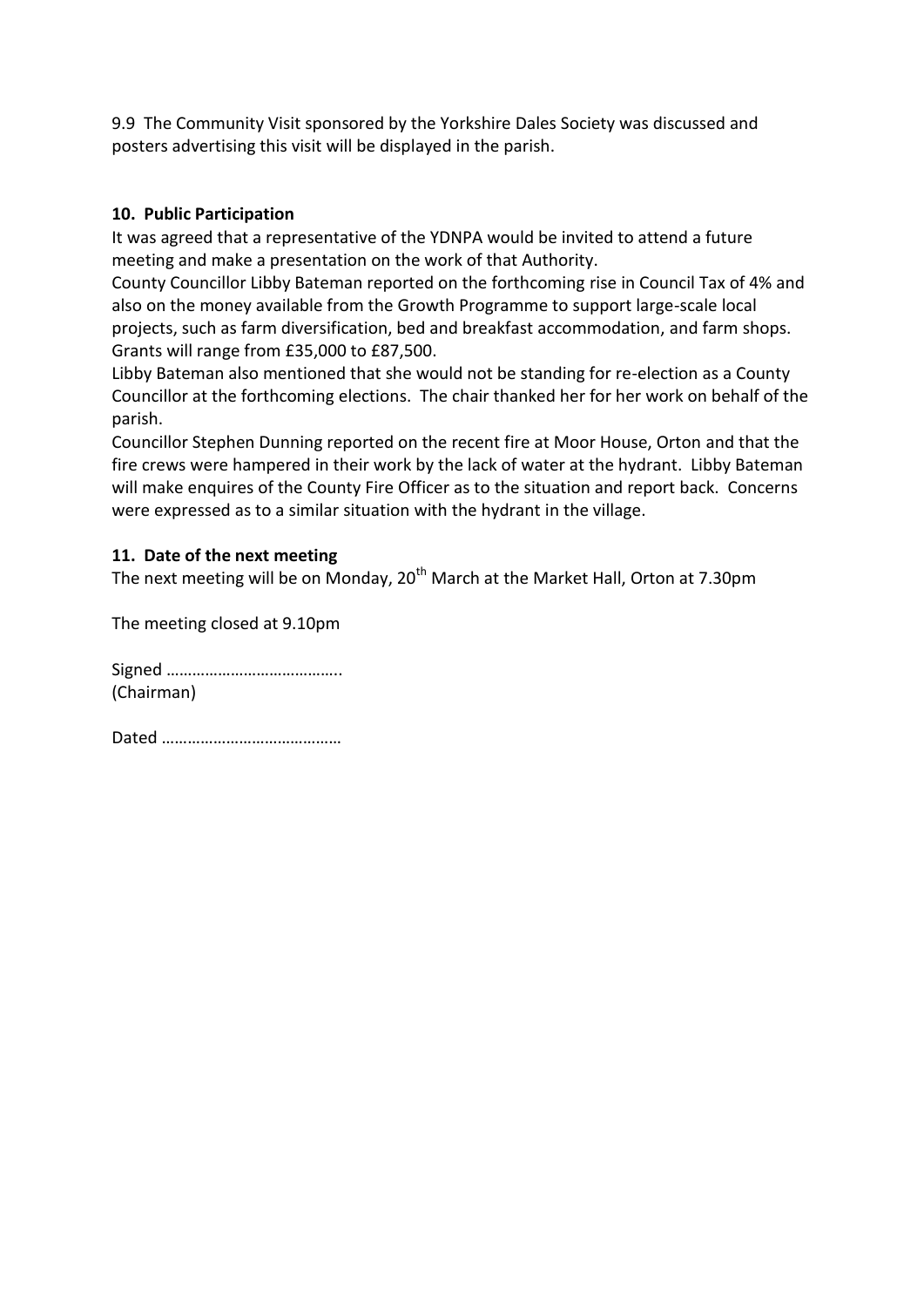9.9 The Community Visit sponsored by the Yorkshire Dales Society was discussed and posters advertising this visit will be displayed in the parish.

**10. Public Participation**

It was agreed that a representative of the YDNPA would be invited to attend a future meeting and make a presentation on the work of that Authority.

County Councillor Libby Bateman reported on the forthcoming rise in Council Tax of 4% and also on the money available from the Growth Programme to support large-scale local projects, such as farm diversification, bed and breakfast accommodation, and farm shops. Grants will range from £35,000 to £87,500.

Libby Bateman also mentioned that she would not be standing for re-election as a County Councillor at the forthcoming elections. The chair thanked her for her work on behalf of the parish.

Councillor Stephen Dunning reported on the recent fire at Moor House, Orton and that the fire crews were hampered in their work by the lack of water at the hydrant. Libby Bateman will make enquires of the County Fire Officer as to the situation and report back. Concerns were expressed as to a similar situation with the hydrant in the village.

**11. Date of the next meeting**

The next meeting will be on Monday, 20th March at the Market Hall, Orton at 7.30pm

The meeting closed at 9.10pm

Signed …………………………………..
(Chairman)

Dated ……………………………………